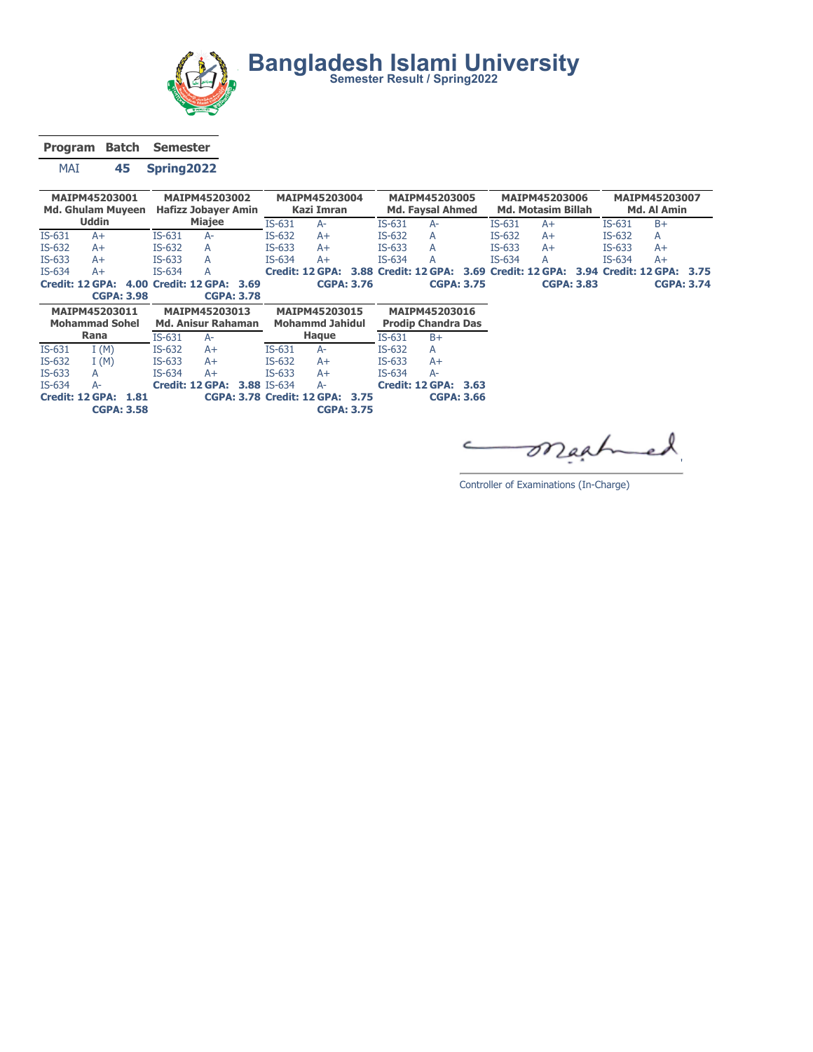# Bangladesh Islami University

**Semester Result / Spring2022**

| Program | Batch | Semester |
|---|---|---|
| MAI | 45 | Spring2022 |

**MAIPM45203001 — Md. Ghulam Muyeen Uddin**

| Course | Grade |
|---|---|
| IS-631 | A+ |
| IS-632 | A+ |
| IS-633 | A+ |
| IS-634 | A+ |

Credit: 12 GPA: 4.00 CGPA: 3.98

**MAIPM45203002 — Hafizz Jobayer Amin Miajee**

| Course | Grade |
|---|---|
| IS-631 | A- |
| IS-632 | A |
| IS-633 | A |
| IS-634 | A |

Credit: 12 GPA: 3.69 CGPA: 3.78

**MAIPM45203004 — Kazi Imran**

| Course | Grade |
|---|---|
| IS-631 | A- |
| IS-632 | A+ |
| IS-633 | A+ |
| IS-634 | A+ |

Credit: 12 GPA: 3.88 CGPA: 3.76

**MAIPM45203005 — Md. Faysal Ahmed**

| Course | Grade |
|---|---|
| IS-631 | A- |
| IS-632 | A |
| IS-633 | A |
| IS-634 | A |

Credit: 12 GPA: 3.69 CGPA: 3.75

**MAIPM45203006 — Md. Motasim Billah**

| Course | Grade |
|---|---|
| IS-631 | A+ |
| IS-632 | A+ |
| IS-633 | A+ |
| IS-634 | A |

Credit: 12 GPA: 3.94 CGPA: 3.83

**MAIPM45203007 — Md. Al Amin**

| Course | Grade |
|---|---|
| IS-631 | B+ |
| IS-632 | A |
| IS-633 | A+ |
| IS-634 | A+ |

Credit: 12 GPA: 3.75 CGPA: 3.74

**MAIPM45203011 — Mohammad Sohel Rana**

| Course | Grade |
|---|---|
| IS-631 | I (M) |
| IS-632 | I (M) |
| IS-633 | A |
| IS-634 | A- |

Credit: 12 GPA: 1.81 CGPA: 3.58

**MAIPM45203013 — Md. Anisur Rahaman**

| Course | Grade |
|---|---|
| IS-631 | A- |
| IS-632 | A+ |
| IS-633 | A+ |
| IS-634 | A+ |

Credit: 12 GPA: 3.88 CGPA: 3.78

**MAIPM45203015 — Mohammd Jahidul Haque**

| Course | Grade |
|---|---|
| IS-631 | A- |
| IS-632 | A+ |
| IS-633 | A+ |
| IS-634 | A- |

Credit: 12 GPA: 3.75 CGPA: 3.75

**MAIPM45203016 — Prodip Chandra Das**

| Course | Grade |
|---|---|
| IS-631 | B+ |
| IS-632 | A |
| IS-633 | A+ |
| IS-634 | A- |

Credit: 12 GPA: 3.63 CGPA: 3.66

Controller of Examinations (In-Charge)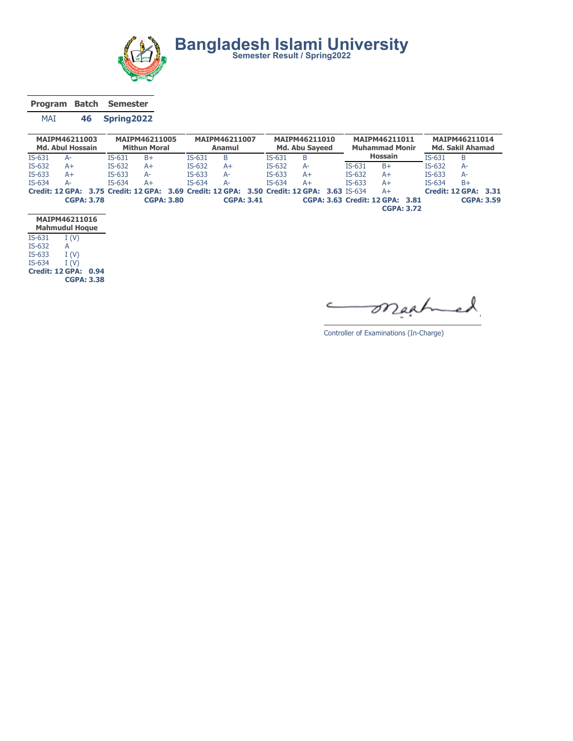# Bangladesh Islami University

**Semester Result / Spring2022**

| Program | Batch | Semester |
|---|---|---|
| MAI | 46 | Spring2022 |

**MAIPM46211003 — Md. Abul Hossain**

| Course | Grade |
|---|---|
| IS-631 | A- |
| IS-632 | A+ |
| IS-633 | A+ |
| IS-634 | A- |

**Credit: 12 GPA: 3.75**
**CGPA: 3.78**

**MAIPM46211005 — Mithun Moral**

| Course | Grade |
|---|---|
| IS-631 | B+ |
| IS-632 | A+ |
| IS-633 | A- |
| IS-634 | A+ |

**Credit: 12 GPA: 3.69**
**CGPA: 3.80**

**MAIPM46211007 — Anamul**

| Course | Grade |
|---|---|
| IS-631 | B |
| IS-632 | A+ |
| IS-633 | A- |
| IS-634 | A- |

**Credit: 12 GPA: 3.50**
**CGPA: 3.41**

**MAIPM46211010 — Md. Abu Sayeed**

| Course | Grade |
|---|---|
| IS-631 | B |
| IS-632 | A- |
| IS-633 | A+ |
| IS-634 | A+ |

**Credit: 12 GPA: 3.63**
**CGPA: 3.63**

**MAIPM46211011 — Muhammad Monir Hossain**

| Course | Grade |
|---|---|
| IS-631 | B+ |
| IS-632 | A+ |
| IS-633 | A+ |
| IS-634 | A+ |

**Credit: 12 GPA: 3.81**
**CGPA: 3.72**

**MAIPM46211014 — Md. Sakil Ahamad**

| Course | Grade |
|---|---|
| IS-631 | B |
| IS-632 | A- |
| IS-633 | A- |
| IS-634 | B+ |

**Credit: 12 GPA: 3.31**
**CGPA: 3.59**

**MAIPM46211016 — Mahmudul Hoque**

| Course | Grade |
|---|---|
| IS-631 | I (V) |
| IS-632 | A |
| IS-633 | I (V) |
| IS-634 | I (V) |

**Credit: 12 GPA: 0.94**
**CGPA: 3.38**

Controller of Examinations (In-Charge)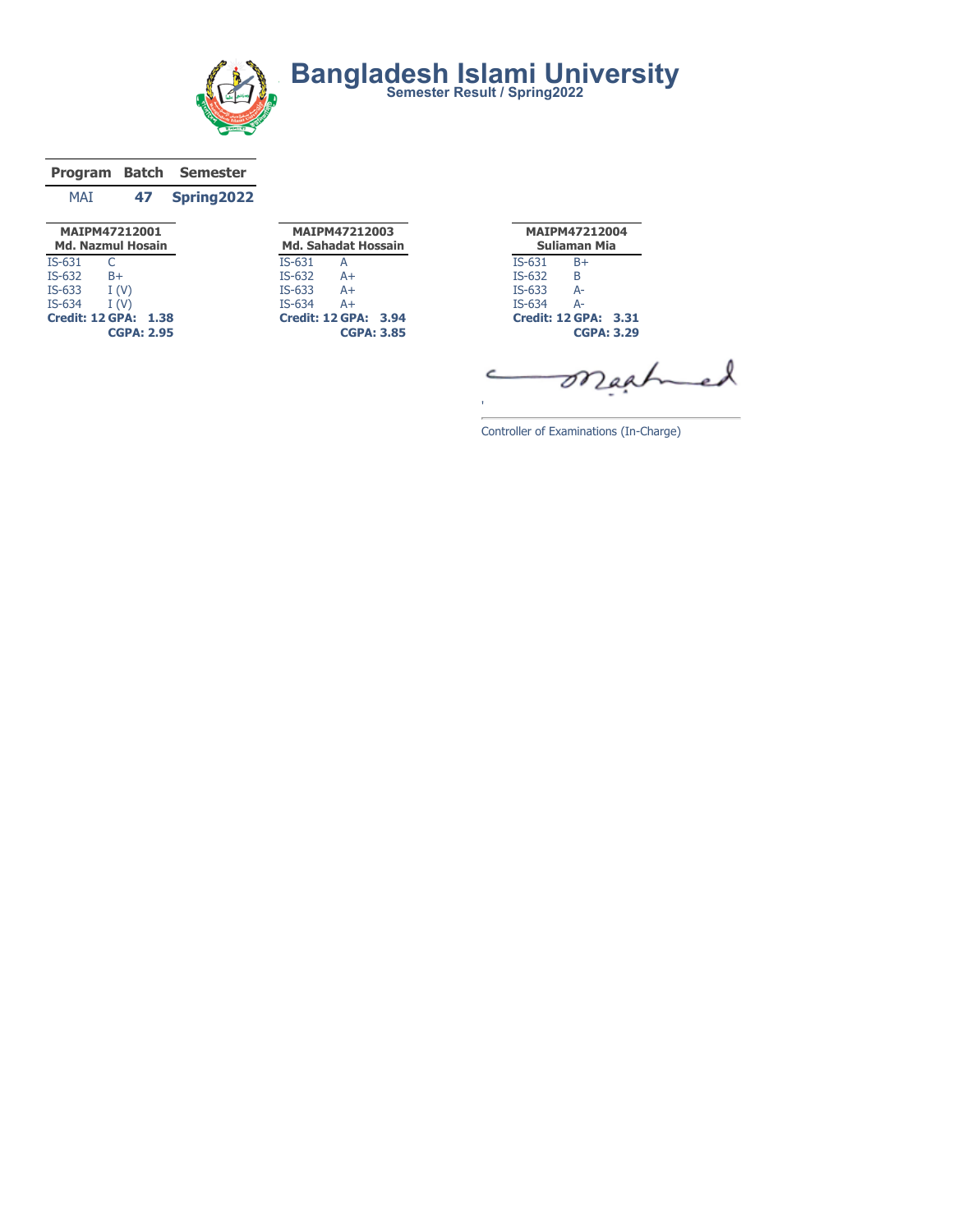# Bangladesh Islami University

**Semester Result / Spring2022**

| Program | Batch | Semester |
|---|---|---|
| MAI | 47 | Spring2022 |

**MAIPM47212001**
**Md. Nazmul Hosain**

| | |
|---|---|
| IS-631 | C |
| IS-632 | B+ |
| IS-633 | I (V) |
| IS-634 | I (V) |

**Credit: 12 GPA: 1.38**
**CGPA: 2.95**

**MAIPM47212003**
**Md. Sahadat Hossain**

| | |
|---|---|
| IS-631 | A |
| IS-632 | A+ |
| IS-633 | A+ |
| IS-634 | A+ |

**Credit: 12 GPA: 3.94**
**CGPA: 3.85**

**MAIPM47212004**
**Suliaman Mia**

| | |
|---|---|
| IS-631 | B+ |
| IS-632 | B |
| IS-633 | A- |
| IS-634 | A- |

**Credit: 12 GPA: 3.31**
**CGPA: 3.29**

Controller of Examinations (In-Charge)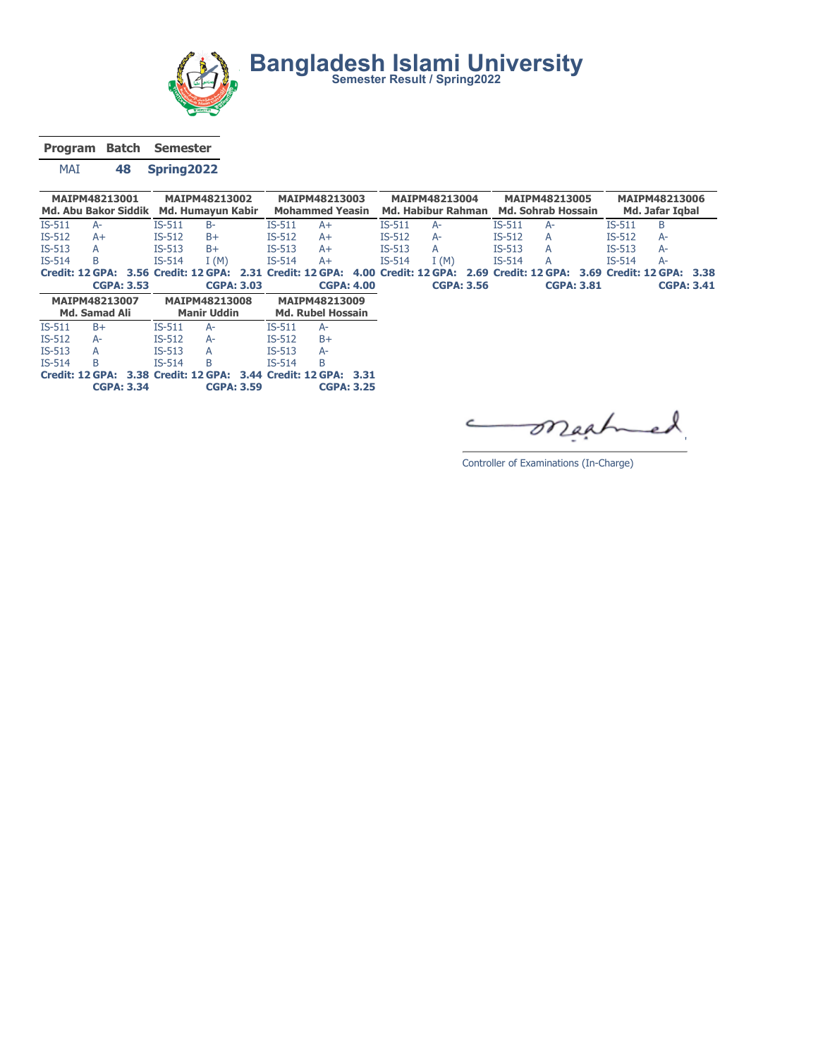# Bangladesh Islami University

**Semester Result / Spring2022**

| Program | Batch | Semester |
|---|---|---|
| MAI | 48 | Spring2022 |

| MAIPM48213001 Md. Abu Bakor Siddik | | MAIPM48213002 Md. Humayun Kabir | | MAIPM48213003 Mohammed Yeasin | | MAIPM48213004 Md. Habibur Rahman | | MAIPM48213005 Md. Sohrab Hossain | | MAIPM48213006 Md. Jafar Iqbal | |
|---|---|---|---|---|---|---|---|---|---|---|---|
| IS-511 | A- | IS-511 | B- | IS-511 | A+ | IS-511 | A- | IS-511 | A- | IS-511 | B |
| IS-512 | A+ | IS-512 | B+ | IS-512 | A+ | IS-512 | A- | IS-512 | A | IS-512 | A- |
| IS-513 | A | IS-513 | B+ | IS-513 | A+ | IS-513 | A | IS-513 | A | IS-513 | A- |
| IS-514 | B | IS-514 | I (M) | IS-514 | A+ | IS-514 | I (M) | IS-514 | A | IS-514 | A- |
| **Credit: 12** | **GPA: 3.56** | **Credit: 12** | **GPA: 2.31** | **Credit: 12** | **GPA: 4.00** | **Credit: 12** | **GPA: 2.69** | **Credit: 12** | **GPA: 3.69** | **Credit: 12** | **GPA: 3.38** |
| | **CGPA: 3.53** | | **CGPA: 3.03** | | **CGPA: 4.00** | | **CGPA: 3.56** | | **CGPA: 3.81** | | **CGPA: 3.41** |

| MAIPM48213007 Md. Samad Ali | | MAIPM48213008 Manir Uddin | | MAIPM48213009 Md. Rubel Hossain | |
|---|---|---|---|---|---|
| IS-511 | B+ | IS-511 | A- | IS-511 | A- |
| IS-512 | A- | IS-512 | A- | IS-512 | B+ |
| IS-513 | A | IS-513 | A | IS-513 | A- |
| IS-514 | B | IS-514 | B | IS-514 | B |
| **Credit: 12** | **GPA: 3.38** | **Credit: 12** | **GPA: 3.44** | **Credit: 12** | **GPA: 3.31** |
| | **CGPA: 3.34** | | **CGPA: 3.59** | | **CGPA: 3.25** |

Controller of Examinations (In-Charge)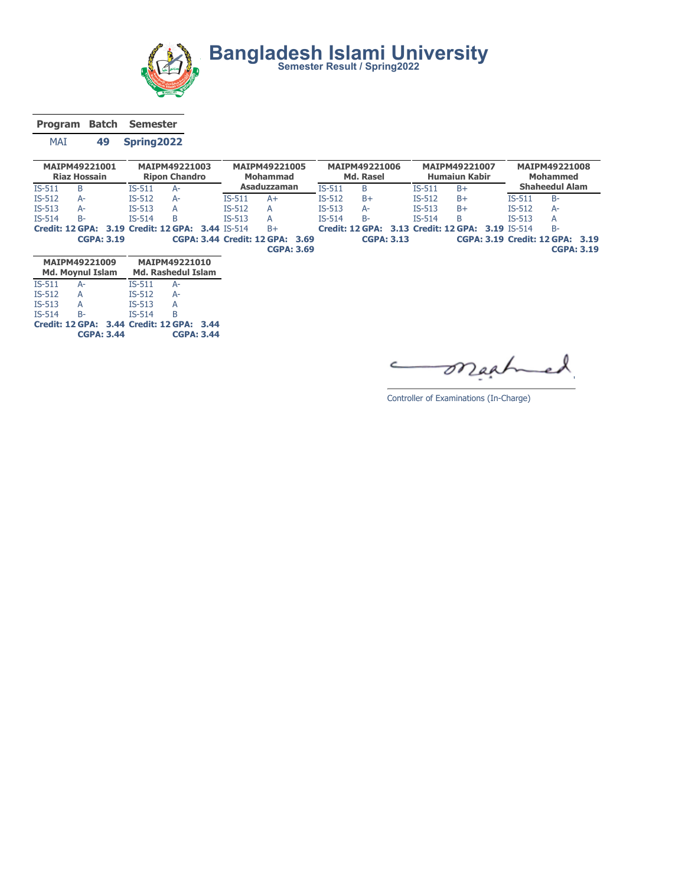# Bangladesh Islami University

Semester Result / Spring2022

| Program | Batch | Semester |
|---|---|---|
| MAI | 49 | Spring2022 |

**MAIPM49221001**
**Riaz Hossain**

| | |
|---|---|
| IS-511 | B |
| IS-512 | A- |
| IS-513 | A- |
| IS-514 | B- |

**Credit: 12 GPA: 3.19**
**CGPA: 3.19**

**MAIPM49221003**
**Ripon Chandro**

| | |
|---|---|
| IS-511 | A- |
| IS-512 | A- |
| IS-513 | A |
| IS-514 | B |

**Credit: 12 GPA: 3.44**
**CGPA: 3.44**

**MAIPM49221005**
**Mohammad Asaduzzaman**

| | |
|---|---|
| IS-511 | A+ |
| IS-512 | A |
| IS-513 | A |
| IS-514 | B+ |

**Credit: 12 GPA: 3.69**
**CGPA: 3.69**

**MAIPM49221006**
**Md. Rasel**

| | |
|---|---|
| IS-511 | B |
| IS-512 | B+ |
| IS-513 | A- |
| IS-514 | B- |

**Credit: 12 GPA: 3.13**
**CGPA: 3.13**

**MAIPM49221007**
**Humaiun Kabir**

| | |
|---|---|
| IS-511 | B+ |
| IS-512 | B+ |
| IS-513 | B+ |
| IS-514 | B |

**Credit: 12 GPA: 3.19**
**CGPA: 3.19**

**MAIPM49221008**
**Mohammed Shaheedul Alam**

| | |
|---|---|
| IS-511 | B- |
| IS-512 | A- |
| IS-513 | A |
| IS-514 | B- |

**Credit: 12 GPA: 3.19**
**CGPA: 3.19**

**MAIPM49221009**
**Md. Moynul Islam**

| | |
|---|---|
| IS-511 | A- |
| IS-512 | A |
| IS-513 | A |
| IS-514 | B- |

**Credit: 12 GPA: 3.44**
**CGPA: 3.44**

**MAIPM49221010**
**Md. Rashedul Islam**

| | |
|---|---|
| IS-511 | A- |
| IS-512 | A- |
| IS-513 | A |
| IS-514 | B |

**Credit: 12 GPA: 3.44**
**CGPA: 3.44**

Controller of Examinations (In-Charge)